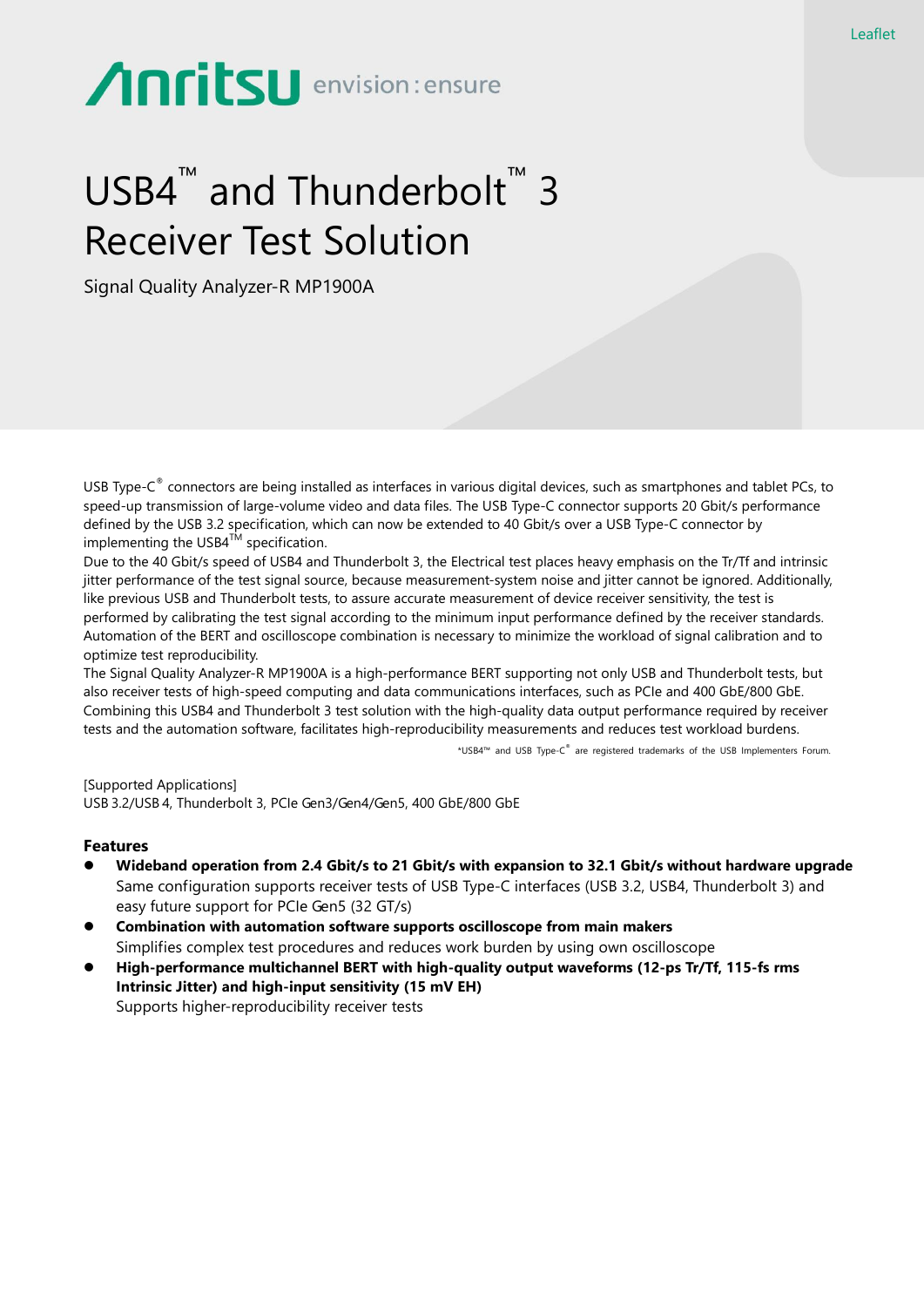Leaflet

Anritsu envision : ensure

# USB4™ and Thunderbolt™ 3 Receiver Test Solution

Signal Quality Analyzer-R MP1900A

USB Type-C® connectors are being installed as interfaces in various digital devices, such as smartphones and tablet PCs, to speed-up transmission of large-volume video and data files. The USB Type-C connector supports 20 Gbit/s performance defined by the USB 3.2 specification, which can now be extended to 40 Gbit/s over a USB Type-C connector by implementing the USB4™ specification.
Due to the 40 Gbit/s speed of USB4 and Thunderbolt 3, the Electrical test places heavy emphasis on the Tr/Tf and intrinsic jitter performance of the test signal source, because measurement-system noise and jitter cannot be ignored. Additionally, like previous USB and Thunderbolt tests, to assure accurate measurement of device receiver sensitivity, the test is performed by calibrating the test signal according to the minimum input performance defined by the receiver standards. Automation of the BERT and oscilloscope combination is necessary to minimize the workload of signal calibration and to optimize test reproducibility.
The Signal Quality Analyzer-R MP1900A is a high-performance BERT supporting not only USB and Thunderbolt tests, but also receiver tests of high-speed computing and data communications interfaces, such as PCIe and 400 GbE/800 GbE. Combining this USB4 and Thunderbolt 3 test solution with the high-quality data output performance required by receiver tests and the automation software, facilitates high-reproducibility measurements and reduces test workload burdens.

*USB4™ and USB Type-C® are registered trademarks of the USB Implementers Forum.

[Supported Applications]
USB 3.2/USB 4, Thunderbolt 3, PCIe Gen3/Gen4/Gen5, 400 GbE/800 GbE

## Features

- **Wideband operation from 2.4 Gbit/s to 21 Gbit/s with expansion to 32.1 Gbit/s without hardware upgrade**
  Same configuration supports receiver tests of USB Type-C interfaces (USB 3.2, USB4, Thunderbolt 3) and easy future support for PCIe Gen5 (32 GT/s)
- **Combination with automation software supports oscilloscope from main makers**
  Simplifies complex test procedures and reduces work burden by using own oscilloscope
- **High-performance multichannel BERT with high-quality output waveforms (12-ps Tr/Tf, 115-fs rms Intrinsic Jitter) and high-input sensitivity (15 mV EH)**
  Supports higher-reproducibility receiver tests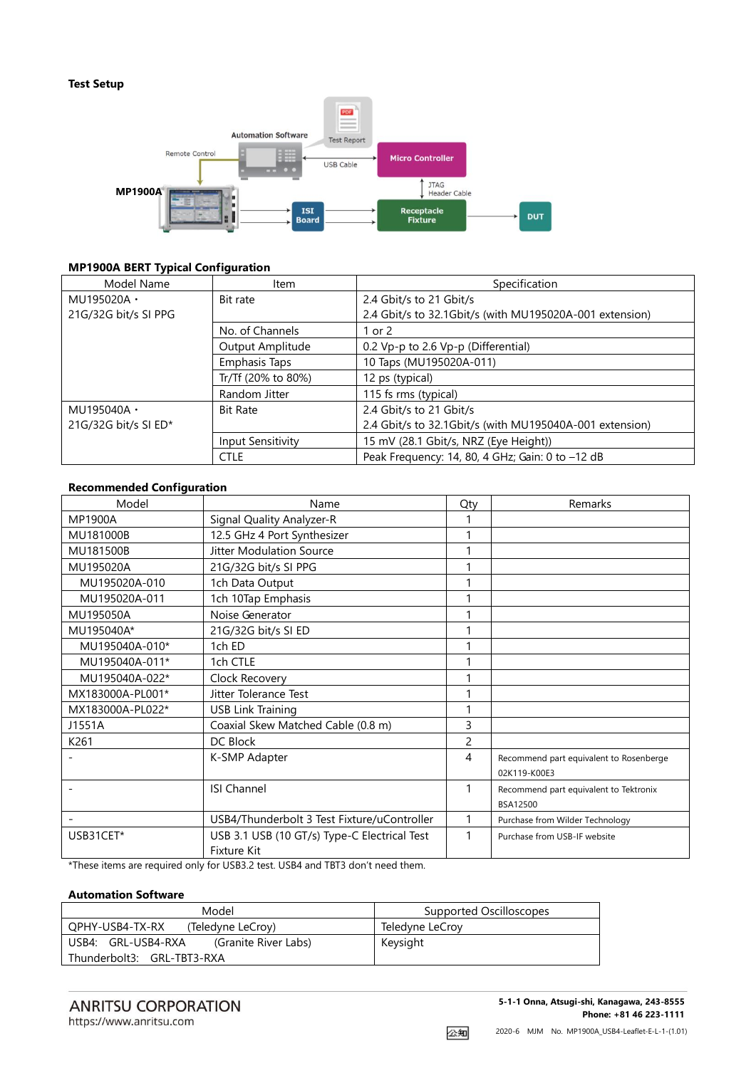**Test Setup**

Automation Software

Test Report

Remote Control

USB Cable

Micro Controller

MP1900A

JTAG Header Cable

ISI Board

Receptacle Fixture

DUT

**MP1900A BERT Typical Configuration**

| Model Name | Item | Specification |
|---|---|---|
| MU195020A・ 21G/32G bit/s SI PPG | Bit rate | 2.4 Gbit/s to 21 Gbit/s<br>2.4 Gbit/s to 32.1Gbit/s (with MU195020A-001 extension) |
| | No. of Channels | 1 or 2 |
| | Output Amplitude | 0.2 Vp-p to 2.6 Vp-p (Differential) |
| | Emphasis Taps | 10 Taps (MU195020A-011) |
| | Tr/Tf (20% to 80%) | 12 ps (typical) |
| | Random Jitter | 115 fs rms (typical) |
| MU195040A・ 21G/32G bit/s SI ED* | Bit Rate | 2.4 Gbit/s to 21 Gbit/s<br>2.4 Gbit/s to 32.1Gbit/s (with MU195040A-001 extension) |
| | Input Sensitivity | 15 mV (28.1 Gbit/s, NRZ (Eye Height)) |
| | CTLE | Peak Frequency: 14, 80, 4 GHz; Gain: 0 to −12 dB |

**Recommended Configuration**

| Model | Name | Qty | Remarks |
|---|---|---|---|
| MP1900A | Signal Quality Analyzer-R | 1 | |
| MU181000B | 12.5 GHz 4 Port Synthesizer | 1 | |
| MU181500B | Jitter Modulation Source | 1 | |
| MU195020A | 21G/32G bit/s SI PPG | 1 | |
| MU195020A-010 | 1ch Data Output | 1 | |
| MU195020A-011 | 1ch 10Tap Emphasis | 1 | |
| MU195050A | Noise Generator | 1 | |
| MU195040A* | 21G/32G bit/s SI ED | 1 | |
| MU195040A-010* | 1ch ED | 1 | |
| MU195040A-011* | 1ch CTLE | 1 | |
| MU195040A-022* | Clock Recovery | 1 | |
| MX183000A-PL001* | Jitter Tolerance Test | 1 | |
| MX183000A-PL022* | USB Link Training | 1 | |
| J1551A | Coaxial Skew Matched Cable (0.8 m) | 3 | |
| K261 | DC Block | 2 | |
| - | K-SMP Adapter | 4 | Recommend part equivalent to Rosenberge 02K119-K00E3 |
| - | ISI Channel | 1 | Recommend part equivalent to Tektronix BSA12500 |
| - | USB4/Thunderbolt 3 Test Fixture/uController | 1 | Purchase from Wilder Technology |
| USB31CET* | USB 3.1 USB (10 GT/s) Type-C Electrical Test Fixture Kit | 1 | Purchase from USB-IF website |

*These items are required only for USB3.2 test. USB4 and TBT3 don't need them.

**Automation Software**

| Model | Supported Oscilloscopes |
|---|---|
| QPHY-USB4-TX-RX (Teledyne LeCroy) | Teledyne LeCroy |
| USB4: GRL-USB4-RXA (Granite River Labs)<br>Thunderbolt3: GRL-TBT3-RXA | Keysight |

ANRITSU CORPORATION
https://www.anritsu.com

5-1-1 Onna, Atsugi-shi, Kanagawa, 243-8555
Phone: +81 46 223-1111

公知

2020-6 MJM No. MP1900A_USB4-Leaflet-E-L-1-(1.01)